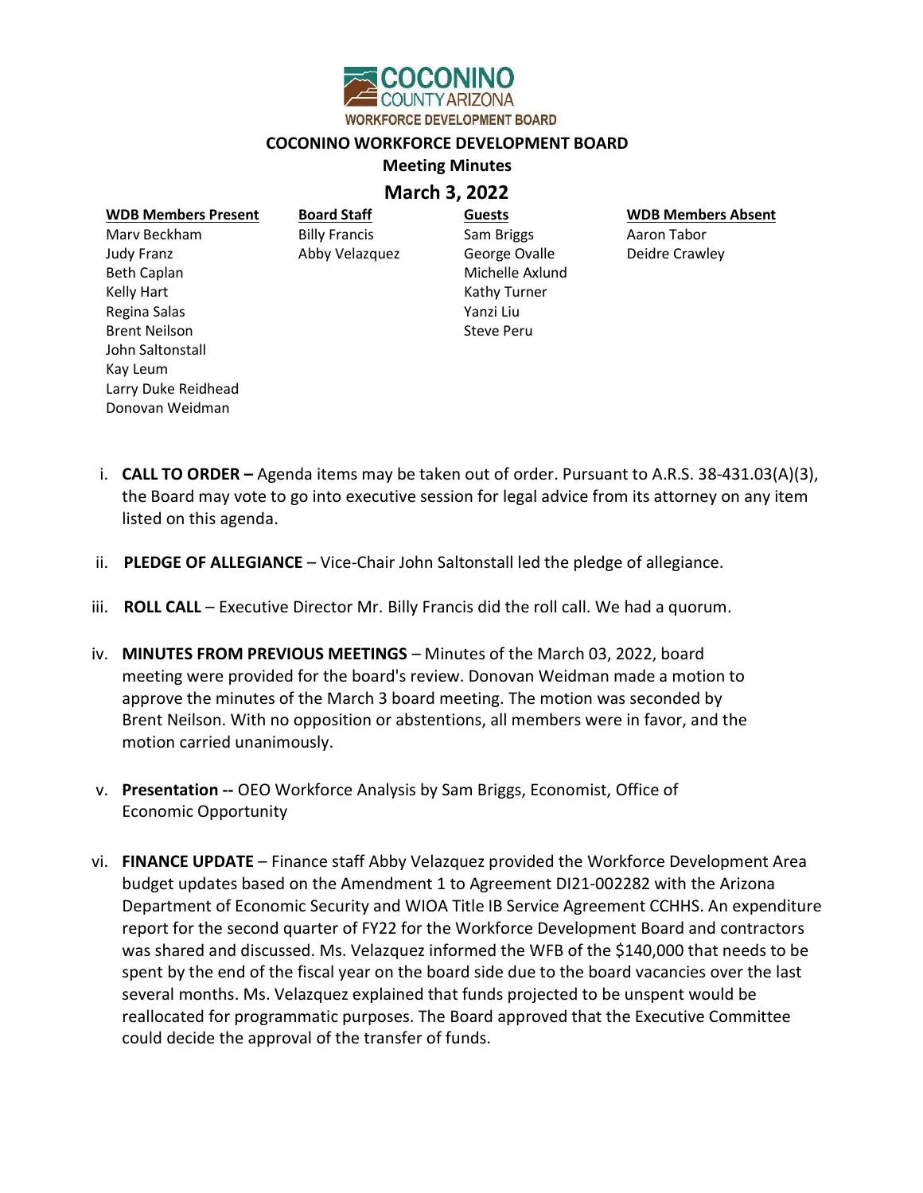COCONINO COUNTY ARIZONA
WORKFORCE DEVELOPMENT BOARD

# COCONINO WORKFORCE DEVELOPMENT BOARD

## Meeting Minutes

## March 3, 2022

| WDB Members Present | Board Staff | Guests | WDB Members Absent |
|---|---|---|---|
| Marv Beckham | Billy Francis | Sam Briggs | Aaron Tabor |
| Judy Franz | Abby Velazquez | George Ovalle | Deidre Crawley |
| Beth Caplan | | Michelle Axlund | |
| Kelly Hart | | Kathy Turner | |
| Regina Salas | | Yanzi Liu | |
| Brent Neilson | | Steve Peru | |
| John Saltonstall | | | |
| Kay Leum | | | |
| Larry Duke Reidhead | | | |
| Donovan Weidman | | | |

i. **CALL TO ORDER –** Agenda items may be taken out of order. Pursuant to A.R.S. 38-431.03(A)(3), the Board may vote to go into executive session for legal advice from its attorney on any item listed on this agenda.

ii. **PLEDGE OF ALLEGIANCE** – Vice-Chair John Saltonstall led the pledge of allegiance.

iii. **ROLL CALL** – Executive Director Mr. Billy Francis did the roll call. We had a quorum.

iv. **MINUTES FROM PREVIOUS MEETINGS** – Minutes of the March 03, 2022, board meeting were provided for the board's review. Donovan Weidman made a motion to approve the minutes of the March 3 board meeting. The motion was seconded by Brent Neilson. With no opposition or abstentions, all members were in favor, and the motion carried unanimously.

v. **Presentation --** OEO Workforce Analysis by Sam Briggs, Economist, Office of Economic Opportunity

vi. **FINANCE UPDATE** – Finance staff Abby Velazquez provided the Workforce Development Area budget updates based on the Amendment 1 to Agreement DI21-002282 with the Arizona Department of Economic Security and WIOA Title IB Service Agreement CCHHS. An expenditure report for the second quarter of FY22 for the Workforce Development Board and contractors was shared and discussed. Ms. Velazquez informed the WFB of the $140,000 that needs to be spent by the end of the fiscal year on the board side due to the board vacancies over the last several months. Ms. Velazquez explained that funds projected to be unspent would be reallocated for programmatic purposes. The Board approved that the Executive Committee could decide the approval of the transfer of funds.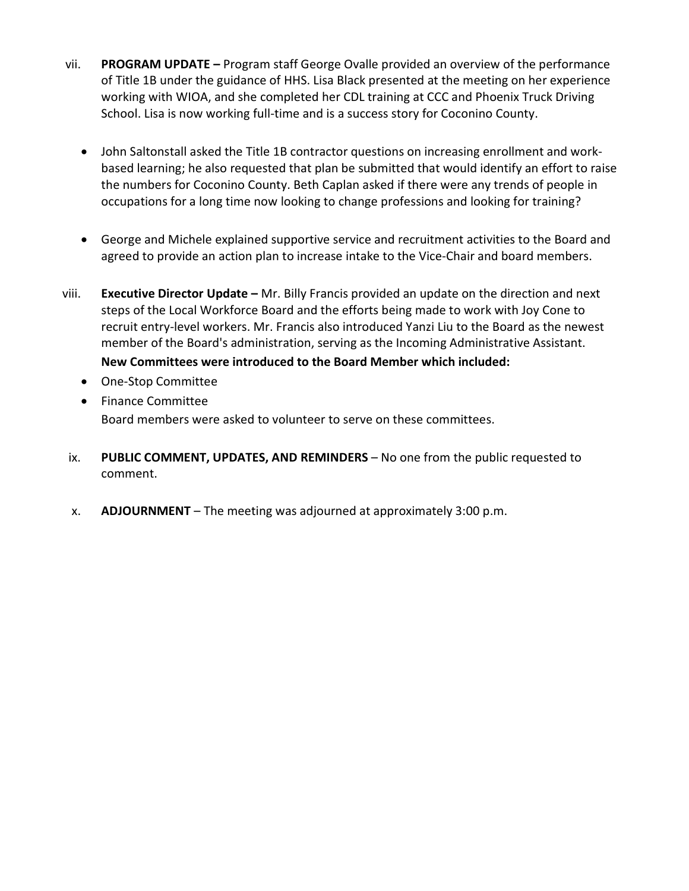vii. **PROGRAM UPDATE –** Program staff George Ovalle provided an overview of the performance of Title 1B under the guidance of HHS. Lisa Black presented at the meeting on her experience working with WIOA, and she completed her CDL training at CCC and Phoenix Truck Driving School. Lisa is now working full-time and is a success story for Coconino County.

- John Saltonstall asked the Title 1B contractor questions on increasing enrollment and work-based learning; he also requested that plan be submitted that would identify an effort to raise the numbers for Coconino County. Beth Caplan asked if there were any trends of people in occupations for a long time now looking to change professions and looking for training?
- George and Michele explained supportive service and recruitment activities to the Board and agreed to provide an action plan to increase intake to the Vice-Chair and board members.

viii. **Executive Director Update –** Mr. Billy Francis provided an update on the direction and next steps of the Local Workforce Board and the efforts being made to work with Joy Cone to recruit entry-level workers. Mr. Francis also introduced Yanzi Liu to the Board as the newest member of the Board's administration, serving as the Incoming Administrative Assistant.

**New Committees were introduced to the Board Member which included:**

- One-Stop Committee
- Finance Committee

Board members were asked to volunteer to serve on these committees.

ix. **PUBLIC COMMENT, UPDATES, AND REMINDERS** – No one from the public requested to comment.

x. **ADJOURNMENT** – The meeting was adjourned at approximately 3:00 p.m.